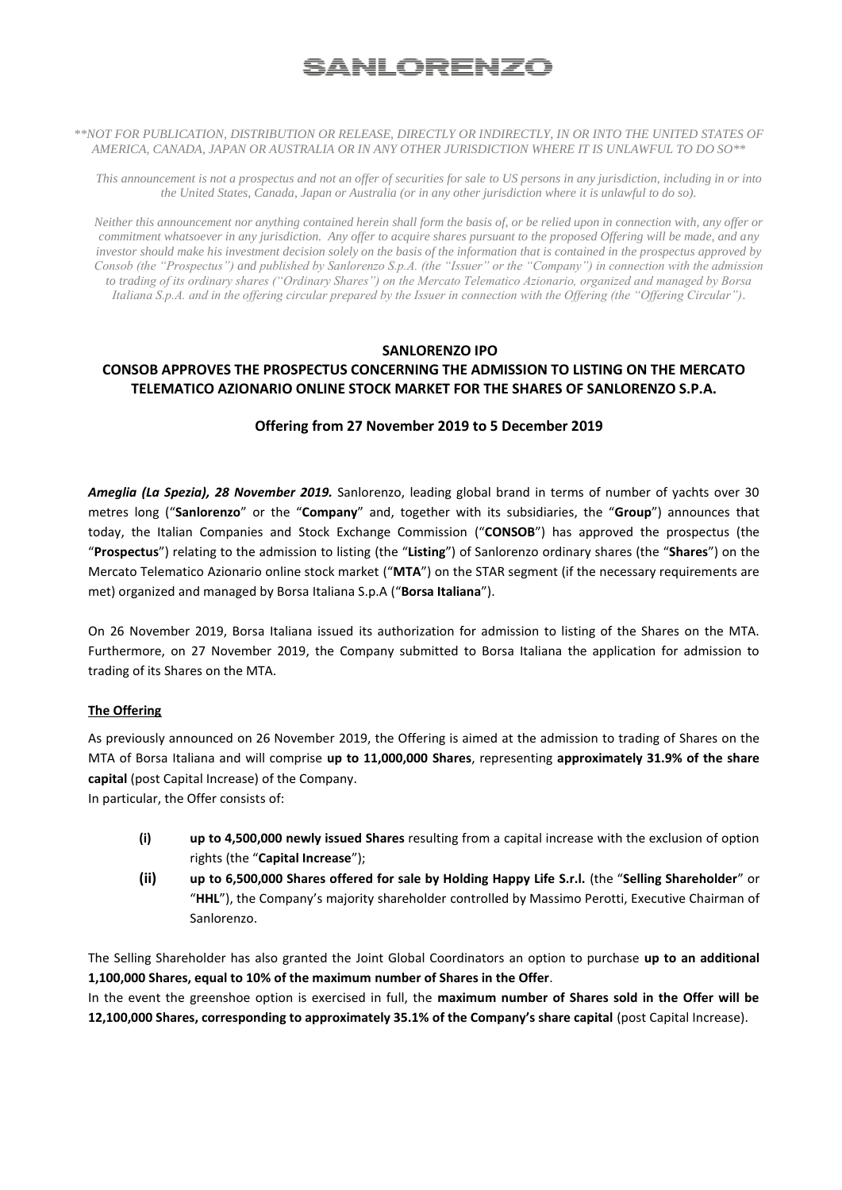# SANLORENZO

*\*\*NOT FOR PUBLICATION, DISTRIBUTION OR RELEASE, DIRECTLY OR INDIRECTLY, IN OR INTO THE UNITED STATES OF AMERICA, CANADA, JAPAN OR AUSTRALIA OR IN ANY OTHER JURISDICTION WHERE IT IS UNLAWFUL TO DO SO\*\**

*This announcement is not a prospectus and not an offer of securities for sale to US persons in any jurisdiction, including in or into the United States, Canada, Japan or Australia (or in any other jurisdiction where it is unlawful to do so).*

*Neither this announcement nor anything contained herein shall form the basis of, or be relied upon in connection with, any offer or commitment whatsoever in any jurisdiction. Any offer to acquire shares pursuant to the proposed Offering will be made, and any investor should make his investment decision solely on the basis of the information that is contained in the prospectus approved by Consob (the "Prospectus") and published by Sanlorenzo S.p.A. (the "Issuer" or the "Company") in connection with the admission to trading of its ordinary shares ("Ordinary Shares") on the Mercato Telematico Azionario, organized and managed by Borsa Italiana S.p.A. and in the offering circular prepared by the Issuer in connection with the Offering (the "Offering Circular").*

## SANLORENZO IPO

## CONSOB APPROVES THE PROSPECTUS CONCERNING THE ADMISSION TO LISTING ON THE MERCATO TELEMATICO AZIONARIO ONLINE STOCK MARKET FOR THE SHARES OF SANLORENZO S.P.A.

### Offering from 27 November 2019 to 5 December 2019

***Ameglia (La Spezia), 28 November 2019.*** Sanlorenzo, leading global brand in terms of number of yachts over 30 metres long ("**Sanlorenzo**" or the "**Company**" and, together with its subsidiaries, the "**Group**") announces that today, the Italian Companies and Stock Exchange Commission ("**CONSOB**") has approved the prospectus (the "**Prospectus**") relating to the admission to listing (the "**Listing**") of Sanlorenzo ordinary shares (the "**Shares**") on the Mercato Telematico Azionario online stock market ("**MTA**") on the STAR segment (if the necessary requirements are met) organized and managed by Borsa Italiana S.p.A ("**Borsa Italiana**").

On 26 November 2019, Borsa Italiana issued its authorization for admission to listing of the Shares on the MTA. Furthermore, on 27 November 2019, the Company submitted to Borsa Italiana the application for admission to trading of its Shares on the MTA.

**The Offering**

As previously announced on 26 November 2019, the Offering is aimed at the admission to trading of Shares on the MTA of Borsa Italiana and will comprise **up to 11,000,000 Shares**, representing **approximately 31.9% of the share capital** (post Capital Increase) of the Company.
In particular, the Offer consists of:

- **(i)** **up to 4,500,000 newly issued Shares** resulting from a capital increase with the exclusion of option rights (the "**Capital Increase**");
- **(ii)** **up to 6,500,000 Shares offered for sale by Holding Happy Life S.r.l.** (the "**Selling Shareholder**" or "**HHL**"), the Company's majority shareholder controlled by Massimo Perotti, Executive Chairman of Sanlorenzo.

The Selling Shareholder has also granted the Joint Global Coordinators an option to purchase **up to an additional 1,100,000 Shares, equal to 10% of the maximum number of Shares in the Offer**.
In the event the greenshoe option is exercised in full, the **maximum number of Shares sold in the Offer will be 12,100,000 Shares, corresponding to approximately 35.1% of the Company's share capital** (post Capital Increase).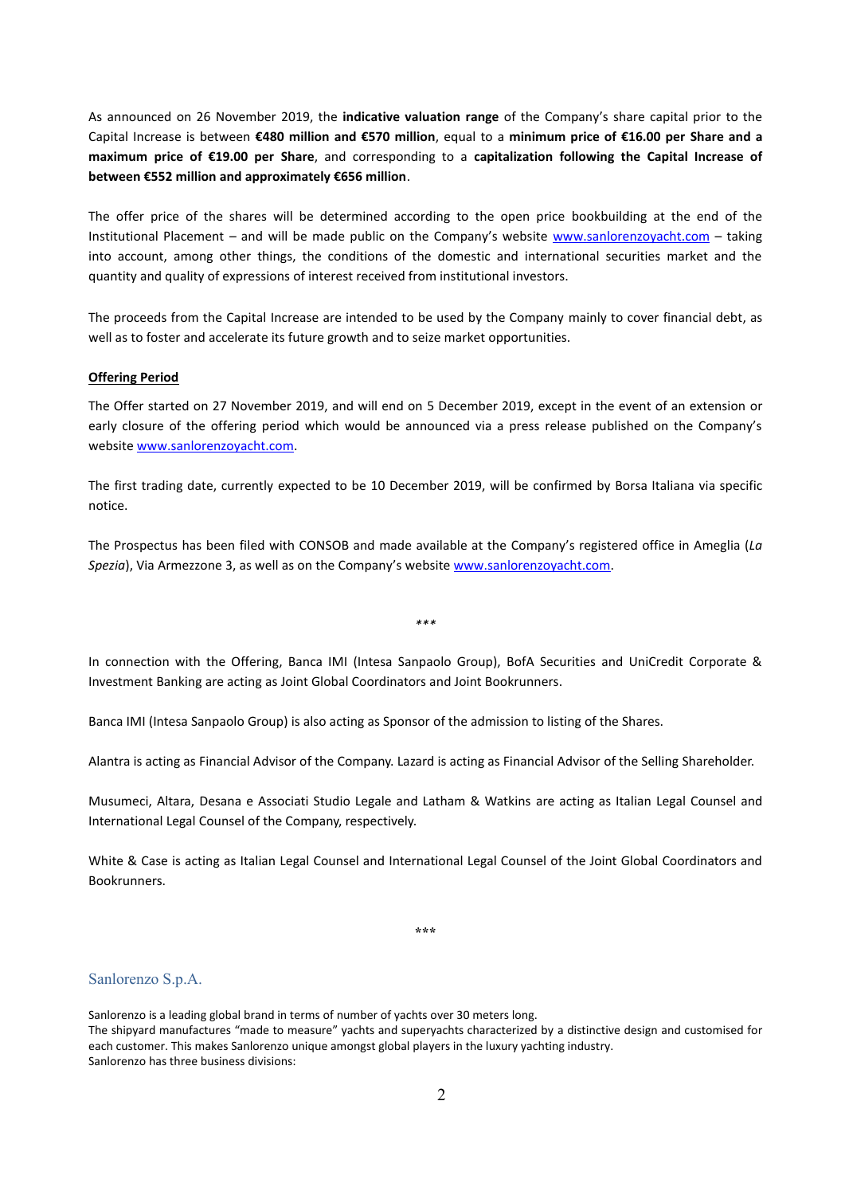As announced on 26 November 2019, the **indicative valuation range** of the Company's share capital prior to the Capital Increase is between **€480 million and €570 million**, equal to a **minimum price of €16.00 per Share and a maximum price of €19.00 per Share**, and corresponding to a **capitalization following the Capital Increase of between €552 million and approximately €656 million**.

The offer price of the shares will be determined according to the open price bookbuilding at the end of the Institutional Placement – and will be made public on the Company's website [www.sanlorenzoyacht.com](http://www.sanlorenzoyacht.com) – taking into account, among other things, the conditions of the domestic and international securities market and the quantity and quality of expressions of interest received from institutional investors.

The proceeds from the Capital Increase are intended to be used by the Company mainly to cover financial debt, as well as to foster and accelerate its future growth and to seize market opportunities.

**Offering Period**

The Offer started on 27 November 2019, and will end on 5 December 2019, except in the event of an extension or early closure of the offering period which would be announced via a press release published on the Company's website [www.sanlorenzoyacht.com](http://www.sanlorenzoyacht.com).

The first trading date, currently expected to be 10 December 2019, will be confirmed by Borsa Italiana via specific notice.

The Prospectus has been filed with CONSOB and made available at the Company's registered office in Ameglia (*La Spezia*), Via Armezzone 3, as well as on the Company's website [www.sanlorenzoyacht.com](http://www.sanlorenzoyacht.com).

\*\*\*

In connection with the Offering, Banca IMI (Intesa Sanpaolo Group), BofA Securities and UniCredit Corporate & Investment Banking are acting as Joint Global Coordinators and Joint Bookrunners.

Banca IMI (Intesa Sanpaolo Group) is also acting as Sponsor of the admission to listing of the Shares.

Alantra is acting as Financial Advisor of the Company. Lazard is acting as Financial Advisor of the Selling Shareholder.

Musumeci, Altara, Desana e Associati Studio Legale and Latham & Watkins are acting as Italian Legal Counsel and International Legal Counsel of the Company, respectively.

White & Case is acting as Italian Legal Counsel and International Legal Counsel of the Joint Global Coordinators and Bookrunners.

\*\*\*

## Sanlorenzo S.p.A.

Sanlorenzo is a leading global brand in terms of number of yachts over 30 meters long.
The shipyard manufactures "made to measure" yachts and superyachts characterized by a distinctive design and customised for each customer. This makes Sanlorenzo unique amongst global players in the luxury yachting industry.
Sanlorenzo has three business divisions: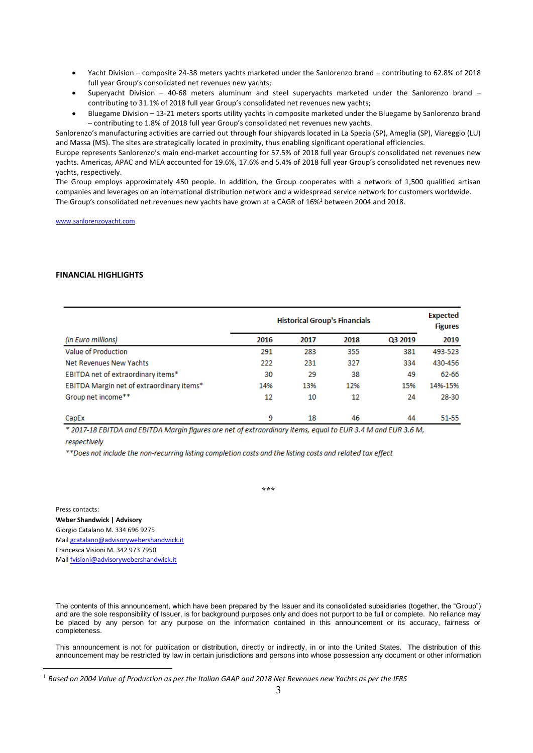- Yacht Division – composite 24-38 meters yachts marketed under the Sanlorenzo brand – contributing to 62.8% of 2018 full year Group's consolidated net revenues new yachts;
- Superyacht Division – 40-68 meters aluminum and steel superyachts marketed under the Sanlorenzo brand – contributing to 31.1% of 2018 full year Group's consolidated net revenues new yachts;
- Bluegame Division – 13-21 meters sports utility yachts in composite marketed under the Bluegame by Sanlorenzo brand – contributing to 1.8% of 2018 full year Group's consolidated net revenues new yachts.

Sanlorenzo's manufacturing activities are carried out through four shipyards located in La Spezia (SP), Ameglia (SP), Viareggio (LU) and Massa (MS). The sites are strategically located in proximity, thus enabling significant operational efficiencies.

Europe represents Sanlorenzo's main end-market accounting for 57.5% of 2018 full year Group's consolidated net revenues new yachts. Americas, APAC and MEA accounted for 19.6%, 17.6% and 5.4% of 2018 full year Group's consolidated net revenues new yachts, respectively.

The Group employs approximately 450 people. In addition, the Group cooperates with a network of 1,500 qualified artisan companies and leverages on an international distribution network and a widespread service network for customers worldwide.

The Group's consolidated net revenues new yachts have grown at a CAGR of 16%[1] between 2004 and 2018.

www.sanlorenzoyacht.com

**FINANCIAL HIGHLIGHTS**

| | Historical Group's Financials | | | | Expected Figures |
|---|---|---|---|---|---|
| *(in Euro millions)* | **2016** | **2017** | **2018** | **Q3 2019** | **2019** |
| Value of Production | 291 | 283 | 355 | 381 | 493-523 |
| Net Revenues New Yachts | 222 | 231 | 327 | 334 | 430-456 |
| EBITDA net of extraordinary items* | 30 | 29 | 38 | 49 | 62-66 |
| EBITDA Margin net of extraordinary items* | 14% | 13% | 12% | 15% | 14%-15% |
| Group net income** | 12 | 10 | 12 | 24 | 28-30 |
| CapEx | 9 | 18 | 46 | 44 | 51-55 |

*\* 2017-18 EBITDA and EBITDA Margin figures are net of extraordinary items, equal to EUR 3.4 M and EUR 3.6 M, respectively*

*\*\*Does not include the non-recurring listing completion costs and the listing costs and related tax effect*

\*\*\*

Press contacts:
**Weber Shandwick | Advisory**
Giorgio Catalano M. 334 696 9275
Mail gcatalano@advisorywebershandwick.it
Francesca Visioni M. 342 973 7950
Mail fvisioni@advisorywebershandwick.it

The contents of this announcement, which have been prepared by the Issuer and its consolidated subsidiaries (together, the "Group") and are the sole responsibility of Issuer, is for background purposes only and does not purport to be full or complete. No reliance may be placed by any person for any purpose on the information contained in this announcement or its accuracy, fairness or completeness.

This announcement is not for publication or distribution, directly or indirectly, in or into the United States. The distribution of this announcement may be restricted by law in certain jurisdictions and persons into whose possession any document or other information

[1] *Based on 2004 Value of Production as per the Italian GAAP and 2018 Net Revenues new Yachts as per the IFRS*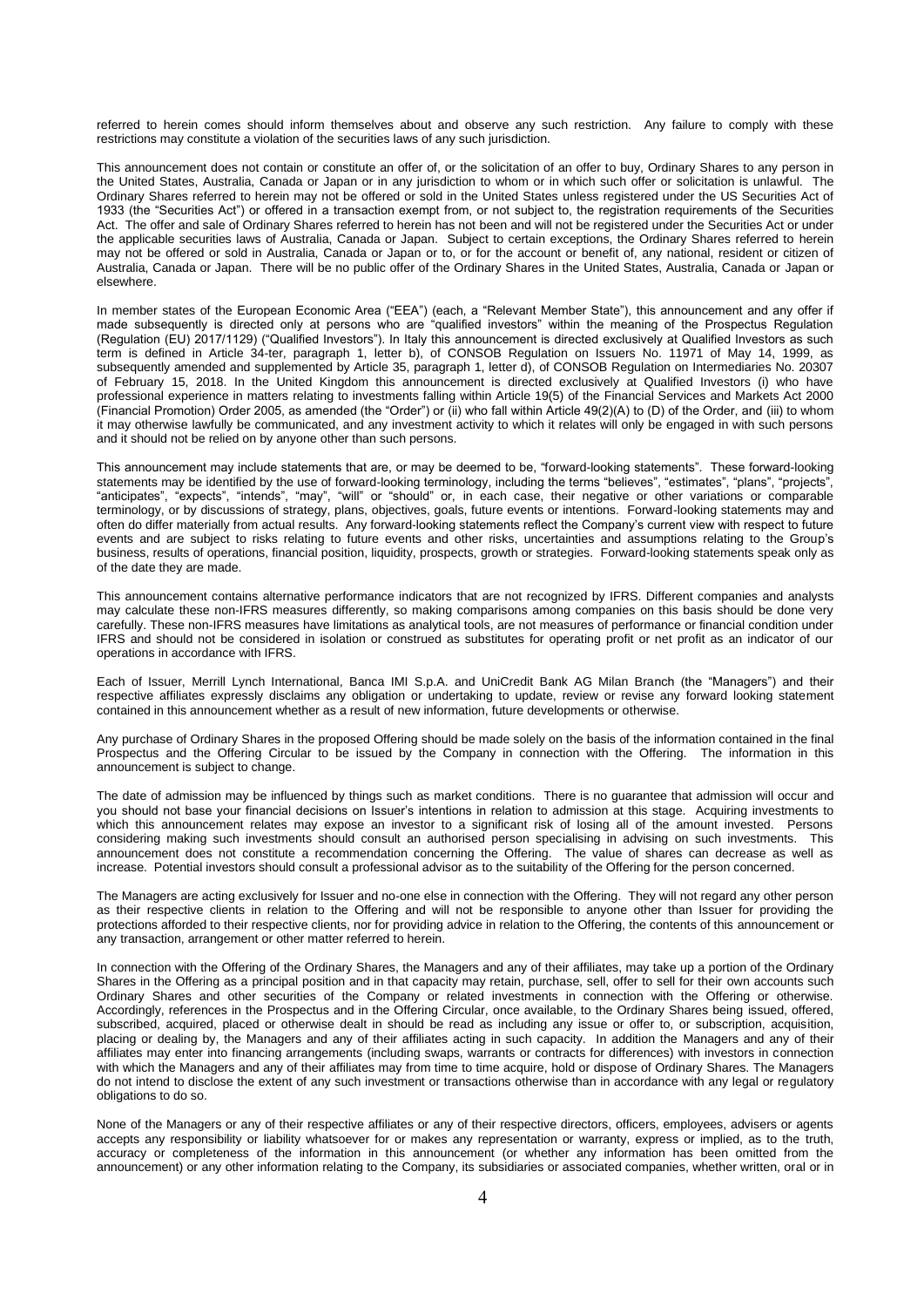referred to herein comes should inform themselves about and observe any such restriction. Any failure to comply with these restrictions may constitute a violation of the securities laws of any such jurisdiction.

This announcement does not contain or constitute an offer of, or the solicitation of an offer to buy, Ordinary Shares to any person in the United States, Australia, Canada or Japan or in any jurisdiction to whom or in which such offer or solicitation is unlawful. The Ordinary Shares referred to herein may not be offered or sold in the United States unless registered under the US Securities Act of 1933 (the "Securities Act") or offered in a transaction exempt from, or not subject to, the registration requirements of the Securities Act. The offer and sale of Ordinary Shares referred to herein has not been and will not be registered under the Securities Act or under the applicable securities laws of Australia, Canada or Japan. Subject to certain exceptions, the Ordinary Shares referred to herein may not be offered or sold in Australia, Canada or Japan or to, or for the account or benefit of, any national, resident or citizen of Australia, Canada or Japan. There will be no public offer of the Ordinary Shares in the United States, Australia, Canada or Japan or elsewhere.

In member states of the European Economic Area ("EEA") (each, a "Relevant Member State"), this announcement and any offer if made subsequently is directed only at persons who are "qualified investors" within the meaning of the Prospectus Regulation (Regulation (EU) 2017/1129) ("Qualified Investors"). In Italy this announcement is directed exclusively at Qualified Investors as such term is defined in Article 34-ter, paragraph 1, letter b), of CONSOB Regulation on Issuers No. 11971 of May 14, 1999, as subsequently amended and supplemented by Article 35, paragraph 1, letter d), of CONSOB Regulation on Intermediaries No. 20307 of February 15, 2018. In the United Kingdom this announcement is directed exclusively at Qualified Investors (i) who have professional experience in matters relating to investments falling within Article 19(5) of the Financial Services and Markets Act 2000 (Financial Promotion) Order 2005, as amended (the "Order") or (ii) who fall within Article 49(2)(A) to (D) of the Order, and (iii) to whom it may otherwise lawfully be communicated, and any investment activity to which it relates will only be engaged in with such persons and it should not be relied on by anyone other than such persons.

This announcement may include statements that are, or may be deemed to be, "forward-looking statements". These forward-looking statements may be identified by the use of forward-looking terminology, including the terms "believes", "estimates", "plans", "projects", "anticipates", "expects", "intends", "may", "will" or "should" or, in each case, their negative or other variations or comparable terminology, or by discussions of strategy, plans, objectives, goals, future events or intentions. Forward-looking statements may and often do differ materially from actual results. Any forward-looking statements reflect the Company's current view with respect to future events and are subject to risks relating to future events and other risks, uncertainties and assumptions relating to the Group's business, results of operations, financial position, liquidity, prospects, growth or strategies. Forward-looking statements speak only as of the date they are made.

This announcement contains alternative performance indicators that are not recognized by IFRS. Different companies and analysts may calculate these non-IFRS measures differently, so making comparisons among companies on this basis should be done very carefully. These non-IFRS measures have limitations as analytical tools, are not measures of performance or financial condition under IFRS and should not be considered in isolation or construed as substitutes for operating profit or net profit as an indicator of our operations in accordance with IFRS.

Each of Issuer, Merrill Lynch International, Banca IMI S.p.A. and UniCredit Bank AG Milan Branch (the "Managers") and their respective affiliates expressly disclaims any obligation or undertaking to update, review or revise any forward looking statement contained in this announcement whether as a result of new information, future developments or otherwise.

Any purchase of Ordinary Shares in the proposed Offering should be made solely on the basis of the information contained in the final Prospectus and the Offering Circular to be issued by the Company in connection with the Offering. The information in this announcement is subject to change.

The date of admission may be influenced by things such as market conditions. There is no guarantee that admission will occur and you should not base your financial decisions on Issuer's intentions in relation to admission at this stage. Acquiring investments to which this announcement relates may expose an investor to a significant risk of losing all of the amount invested. Persons considering making such investments should consult an authorised person specialising in advising on such investments. This announcement does not constitute a recommendation concerning the Offering. The value of shares can decrease as well as increase. Potential investors should consult a professional advisor as to the suitability of the Offering for the person concerned.

The Managers are acting exclusively for Issuer and no-one else in connection with the Offering. They will not regard any other person as their respective clients in relation to the Offering and will not be responsible to anyone other than Issuer for providing the protections afforded to their respective clients, nor for providing advice in relation to the Offering, the contents of this announcement or any transaction, arrangement or other matter referred to herein.

In connection with the Offering of the Ordinary Shares, the Managers and any of their affiliates, may take up a portion of the Ordinary Shares in the Offering as a principal position and in that capacity may retain, purchase, sell, offer to sell for their own accounts such Ordinary Shares and other securities of the Company or related investments in connection with the Offering or otherwise. Accordingly, references in the Prospectus and in the Offering Circular, once available, to the Ordinary Shares being issued, offered, subscribed, acquired, placed or otherwise dealt in should be read as including any issue or offer to, or subscription, acquisition, placing or dealing by, the Managers and any of their affiliates acting in such capacity. In addition the Managers and any of their affiliates may enter into financing arrangements (including swaps, warrants or contracts for differences) with investors in connection with which the Managers and any of their affiliates may from time to time acquire, hold or dispose of Ordinary Shares. The Managers do not intend to disclose the extent of any such investment or transactions otherwise than in accordance with any legal or regulatory obligations to do so.

None of the Managers or any of their respective affiliates or any of their respective directors, officers, employees, advisers or agents accepts any responsibility or liability whatsoever for or makes any representation or warranty, express or implied, as to the truth, accuracy or completeness of the information in this announcement (or whether any information has been omitted from the announcement) or any other information relating to the Company, its subsidiaries or associated companies, whether written, oral or in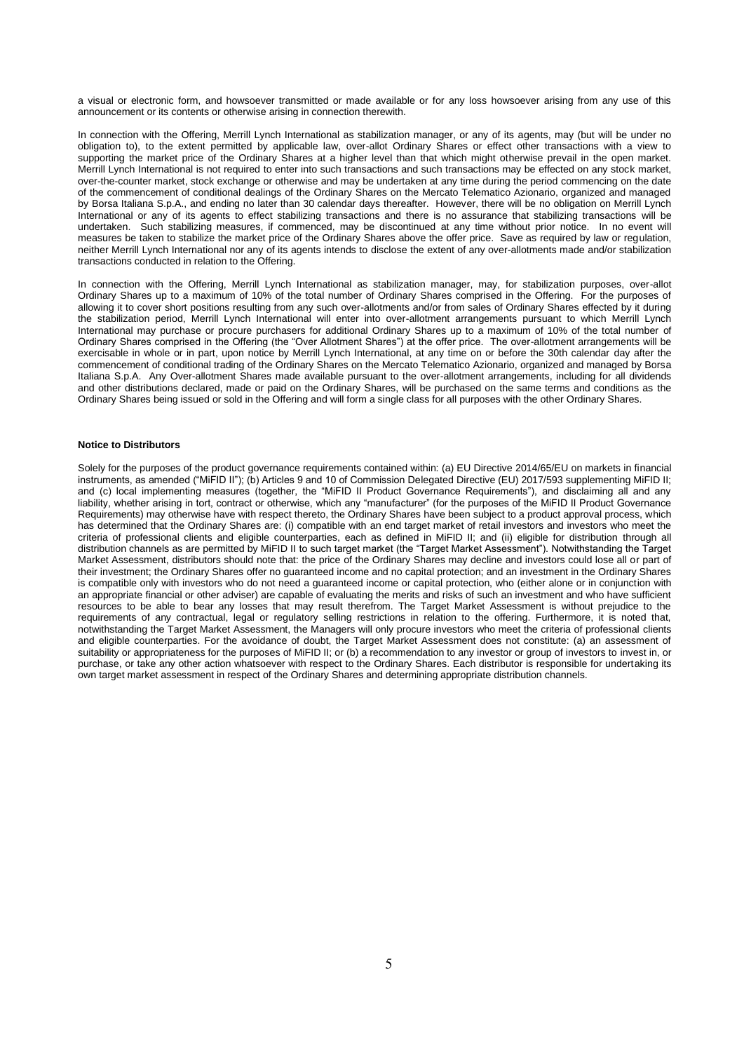a visual or electronic form, and howsoever transmitted or made available or for any loss howsoever arising from any use of this announcement or its contents or otherwise arising in connection therewith.

In connection with the Offering, Merrill Lynch International as stabilization manager, or any of its agents, may (but will be under no obligation to), to the extent permitted by applicable law, over-allot Ordinary Shares or effect other transactions with a view to supporting the market price of the Ordinary Shares at a higher level than that which might otherwise prevail in the open market. Merrill Lynch International is not required to enter into such transactions and such transactions may be effected on any stock market, over-the-counter market, stock exchange or otherwise and may be undertaken at any time during the period commencing on the date of the commencement of conditional dealings of the Ordinary Shares on the Mercato Telematico Azionario, organized and managed by Borsa Italiana S.p.A., and ending no later than 30 calendar days thereafter. However, there will be no obligation on Merrill Lynch International or any of its agents to effect stabilizing transactions and there is no assurance that stabilizing transactions will be undertaken. Such stabilizing measures, if commenced, may be discontinued at any time without prior notice. In no event will measures be taken to stabilize the market price of the Ordinary Shares above the offer price. Save as required by law or regulation, neither Merrill Lynch International nor any of its agents intends to disclose the extent of any over-allotments made and/or stabilization transactions conducted in relation to the Offering.

In connection with the Offering, Merrill Lynch International as stabilization manager, may, for stabilization purposes, over-allot Ordinary Shares up to a maximum of 10% of the total number of Ordinary Shares comprised in the Offering. For the purposes of allowing it to cover short positions resulting from any such over-allotments and/or from sales of Ordinary Shares effected by it during the stabilization period, Merrill Lynch International will enter into over-allotment arrangements pursuant to which Merrill Lynch International may purchase or procure purchasers for additional Ordinary Shares up to a maximum of 10% of the total number of Ordinary Shares comprised in the Offering (the "Over Allotment Shares") at the offer price. The over-allotment arrangements will be exercisable in whole or in part, upon notice by Merrill Lynch International, at any time on or before the 30th calendar day after the commencement of conditional trading of the Ordinary Shares on the Mercato Telematico Azionario, organized and managed by Borsa Italiana S.p.A. Any Over-allotment Shares made available pursuant to the over-allotment arrangements, including for all dividends and other distributions declared, made or paid on the Ordinary Shares, will be purchased on the same terms and conditions as the Ordinary Shares being issued or sold in the Offering and will form a single class for all purposes with the other Ordinary Shares.

**Notice to Distributors**

Solely for the purposes of the product governance requirements contained within: (a) EU Directive 2014/65/EU on markets in financial instruments, as amended ("MiFID II"); (b) Articles 9 and 10 of Commission Delegated Directive (EU) 2017/593 supplementing MiFID II; and (c) local implementing measures (together, the "MiFID II Product Governance Requirements"), and disclaiming all and any liability, whether arising in tort, contract or otherwise, which any "manufacturer" (for the purposes of the MiFID II Product Governance Requirements) may otherwise have with respect thereto, the Ordinary Shares have been subject to a product approval process, which has determined that the Ordinary Shares are: (i) compatible with an end target market of retail investors and investors who meet the criteria of professional clients and eligible counterparties, each as defined in MiFID II; and (ii) eligible for distribution through all distribution channels as are permitted by MiFID II to such target market (the "Target Market Assessment"). Notwithstanding the Target Market Assessment, distributors should note that: the price of the Ordinary Shares may decline and investors could lose all or part of their investment; the Ordinary Shares offer no guaranteed income and no capital protection; and an investment in the Ordinary Shares is compatible only with investors who do not need a guaranteed income or capital protection, who (either alone or in conjunction with an appropriate financial or other adviser) are capable of evaluating the merits and risks of such an investment and who have sufficient resources to be able to bear any losses that may result therefrom. The Target Market Assessment is without prejudice to the requirements of any contractual, legal or regulatory selling restrictions in relation to the offering. Furthermore, it is noted that, notwithstanding the Target Market Assessment, the Managers will only procure investors who meet the criteria of professional clients and eligible counterparties. For the avoidance of doubt, the Target Market Assessment does not constitute: (a) an assessment of suitability or appropriateness for the purposes of MiFID II; or (b) a recommendation to any investor or group of investors to invest in, or purchase, or take any other action whatsoever with respect to the Ordinary Shares. Each distributor is responsible for undertaking its own target market assessment in respect of the Ordinary Shares and determining appropriate distribution channels.